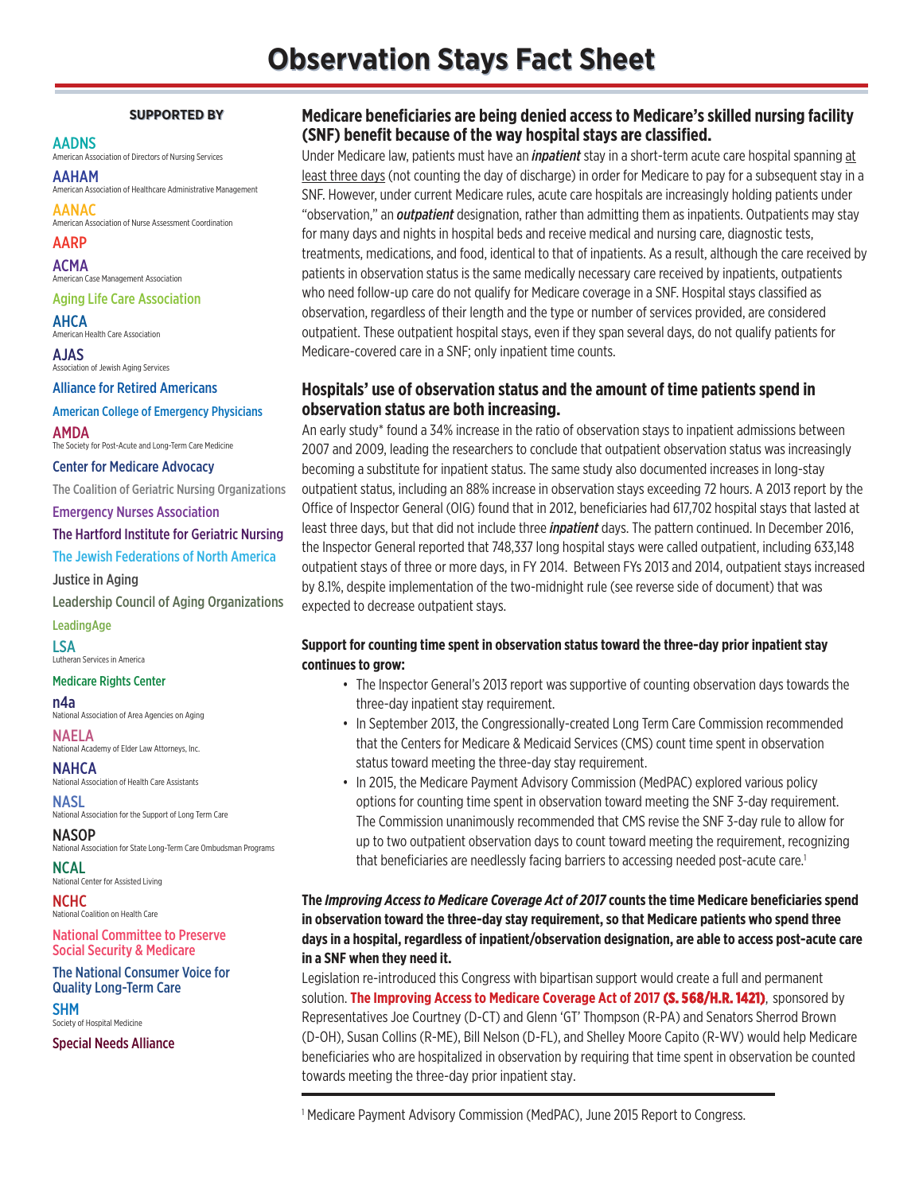# Observation Stays Fact Sheet

**SUPPORTED BY**

AADNS
American Association of Directors of Nursing Services

AAHAM
American Association of Healthcare Administrative Management

AANAC
American Association of Nurse Assessment Coordination

AARP

ACMA
American Case Management Association

Aging Life Care Association

AHCA
American Health Care Association

AJAS
Association of Jewish Aging Services

Alliance for Retired Americans

American College of Emergency Physicians

AMDA
The Society for Post-Acute and Long-Term Care Medicine

Center for Medicare Advocacy

The Coalition of Geriatric Nursing Organizations

Emergency Nurses Association

The Hartford Institute for Geriatric Nursing

The Jewish Federations of North America

Justice in Aging

Leadership Council of Aging Organizations

LeadingAge

LSA
Lutheran Services in America

Medicare Rights Center

n4a
National Association of Area Agencies on Aging

NAELA
National Academy of Elder Law Attorneys, Inc.

NAHCA
National Association of Health Care Assistants

NASL
National Association for the Support of Long Term Care

NASOP
National Association for State Long-Term Care Ombudsman Programs

NCAL
National Center for Assisted Living

NCHC
National Coalition on Health Care

National Committee to Preserve Social Security & Medicare

The National Consumer Voice for Quality Long-Term Care

SHM
Society of Hospital Medicine

Special Needs Alliance

## Medicare beneficiaries are being denied access to Medicare's skilled nursing facility (SNF) benefit because of the way hospital stays are classified.

Under Medicare law, patients must have an ***inpatient*** stay in a short-term acute care hospital spanning at least three days (not counting the day of discharge) in order for Medicare to pay for a subsequent stay in a SNF. However, under current Medicare rules, acute care hospitals are increasingly holding patients under "observation," an ***outpatient*** designation, rather than admitting them as inpatients. Outpatients may stay for many days and nights in hospital beds and receive medical and nursing care, diagnostic tests, treatments, medications, and food, identical to that of inpatients. As a result, although the care received by patients in observation status is the same medically necessary care received by inpatients, outpatients who need follow-up care do not qualify for Medicare coverage in a SNF. Hospital stays classified as observation, regardless of their length and the type or number of services provided, are considered outpatient. These outpatient hospital stays, even if they span several days, do not qualify patients for Medicare-covered care in a SNF; only inpatient time counts.

## Hospitals' use of observation status and the amount of time patients spend in observation status are both increasing.

An early study* found a 34% increase in the ratio of observation stays to inpatient admissions between 2007 and 2009, leading the researchers to conclude that outpatient observation status was increasingly becoming a substitute for inpatient status. The same study also documented increases in long-stay outpatient status, including an 88% increase in observation stays exceeding 72 hours. A 2013 report by the Office of Inspector General (OIG) found that in 2012, beneficiaries had 617,702 hospital stays that lasted at least three days, but that did not include three ***inpatient*** days. The pattern continued. In December 2016, the Inspector General reported that 748,337 long hospital stays were called outpatient, including 633,148 outpatient stays of three or more days, in FY 2014. Between FYs 2013 and 2014, outpatient stays increased by 8.1%, despite implementation of the two-midnight rule (see reverse side of document) that was expected to decrease outpatient stays.

**Support for counting time spent in observation status toward the three-day prior inpatient stay continues to grow:**

- The Inspector General's 2013 report was supportive of counting observation days towards the three-day inpatient stay requirement.
- In September 2013, the Congressionally-created Long Term Care Commission recommended that the Centers for Medicare & Medicaid Services (CMS) count time spent in observation status toward meeting the three-day stay requirement.
- In 2015, the Medicare Payment Advisory Commission (MedPAC) explored various policy options for counting time spent in observation toward meeting the SNF 3-day requirement. The Commission unanimously recommended that CMS revise the SNF 3-day rule to allow for up to two outpatient observation days to count toward meeting the requirement, recognizing that beneficiaries are needlessly facing barriers to accessing needed post-acute care.[1]

**The *Improving Access to Medicare Coverage Act of 2017* counts the time Medicare beneficiaries spend in observation toward the three-day stay requirement, so that Medicare patients who spend three days in a hospital, regardless of inpatient/observation designation, are able to access post-acute care in a SNF when they need it.**

Legislation re-introduced this Congress with bipartisan support would create a full and permanent solution. **The Improving Access to Medicare Coverage Act of 2017 (S. 568/H.R. 1421)**, sponsored by Representatives Joe Courtney (D-CT) and Glenn 'GT' Thompson (R-PA) and Senators Sherrod Brown (D-OH), Susan Collins (R-ME), Bill Nelson (D-FL), and Shelley Moore Capito (R-WV) would help Medicare beneficiaries who are hospitalized in observation by requiring that time spent in observation be counted towards meeting the three-day prior inpatient stay.

[1] Medicare Payment Advisory Commission (MedPAC), June 2015 Report to Congress.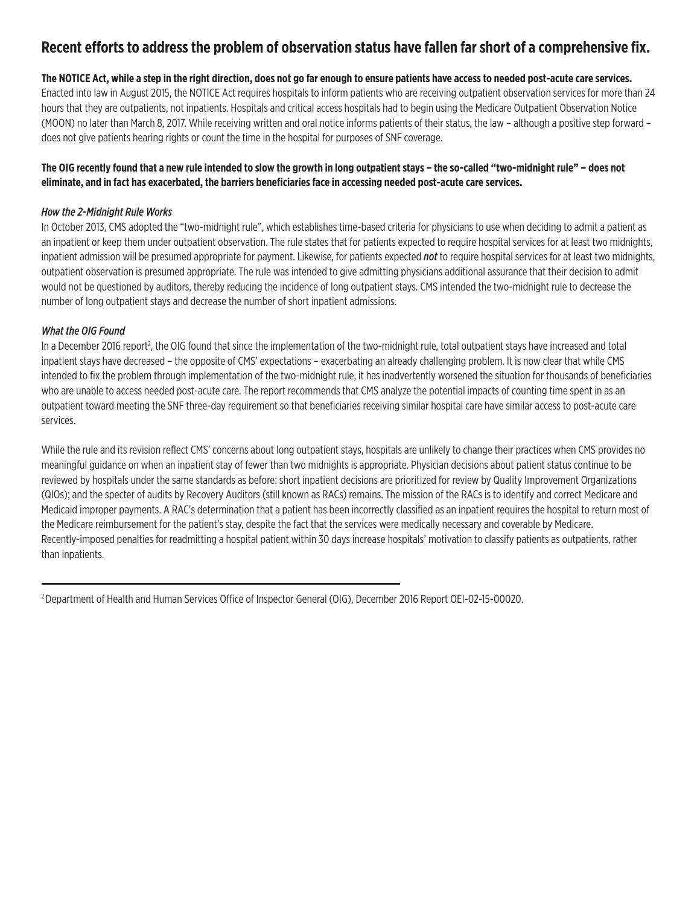## Recent efforts to address the problem of observation status have fallen far short of a comprehensive fix.

**The NOTICE Act, while a step in the right direction, does not go far enough to ensure patients have access to needed post-acute care services.**
Enacted into law in August 2015, the NOTICE Act requires hospitals to inform patients who are receiving outpatient observation services for more than 24 hours that they are outpatients, not inpatients. Hospitals and critical access hospitals had to begin using the Medicare Outpatient Observation Notice (MOON) no later than March 8, 2017. While receiving written and oral notice informs patients of their status, the law – although a positive step forward – does not give patients hearing rights or count the time in the hospital for purposes of SNF coverage.

**The OIG recently found that a new rule intended to slow the growth in long outpatient stays – the so-called "two-midnight rule" – does not eliminate, and in fact has exacerbated, the barriers beneficiaries face in accessing needed post-acute care services.**

*How the 2-Midnight Rule Works*

In October 2013, CMS adopted the "two-midnight rule", which establishes time-based criteria for physicians to use when deciding to admit a patient as an inpatient or keep them under outpatient observation. The rule states that for patients expected to require hospital services for at least two midnights, inpatient admission will be presumed appropriate for payment. Likewise, for patients expected ***not*** to require hospital services for at least two midnights, outpatient observation is presumed appropriate. The rule was intended to give admitting physicians additional assurance that their decision to admit would not be questioned by auditors, thereby reducing the incidence of long outpatient stays. CMS intended the two-midnight rule to decrease the number of long outpatient stays and decrease the number of short inpatient admissions.

*What the OIG Found*

In a December 2016 report[2], the OIG found that since the implementation of the two-midnight rule, total outpatient stays have increased and total inpatient stays have decreased – the opposite of CMS' expectations – exacerbating an already challenging problem. It is now clear that while CMS intended to fix the problem through implementation of the two-midnight rule, it has inadvertently worsened the situation for thousands of beneficiaries who are unable to access needed post-acute care. The report recommends that CMS analyze the potential impacts of counting time spent in as an outpatient toward meeting the SNF three-day requirement so that beneficiaries receiving similar hospital care have similar access to post-acute care services.

While the rule and its revision reflect CMS' concerns about long outpatient stays, hospitals are unlikely to change their practices when CMS provides no meaningful guidance on when an inpatient stay of fewer than two midnights is appropriate. Physician decisions about patient status continue to be reviewed by hospitals under the same standards as before: short inpatient decisions are prioritized for review by Quality Improvement Organizations (QIOs); and the specter of audits by Recovery Auditors (still known as RACs) remains. The mission of the RACs is to identify and correct Medicare and Medicaid improper payments. A RAC's determination that a patient has been incorrectly classified as an inpatient requires the hospital to return most of the Medicare reimbursement for the patient's stay, despite the fact that the services were medically necessary and coverable by Medicare. Recently-imposed penalties for readmitting a hospital patient within 30 days increase hospitals' motivation to classify patients as outpatients, rather than inpatients.

---

[2] Department of Health and Human Services Office of Inspector General (OIG), December 2016 Report OEI-02-15-00020.